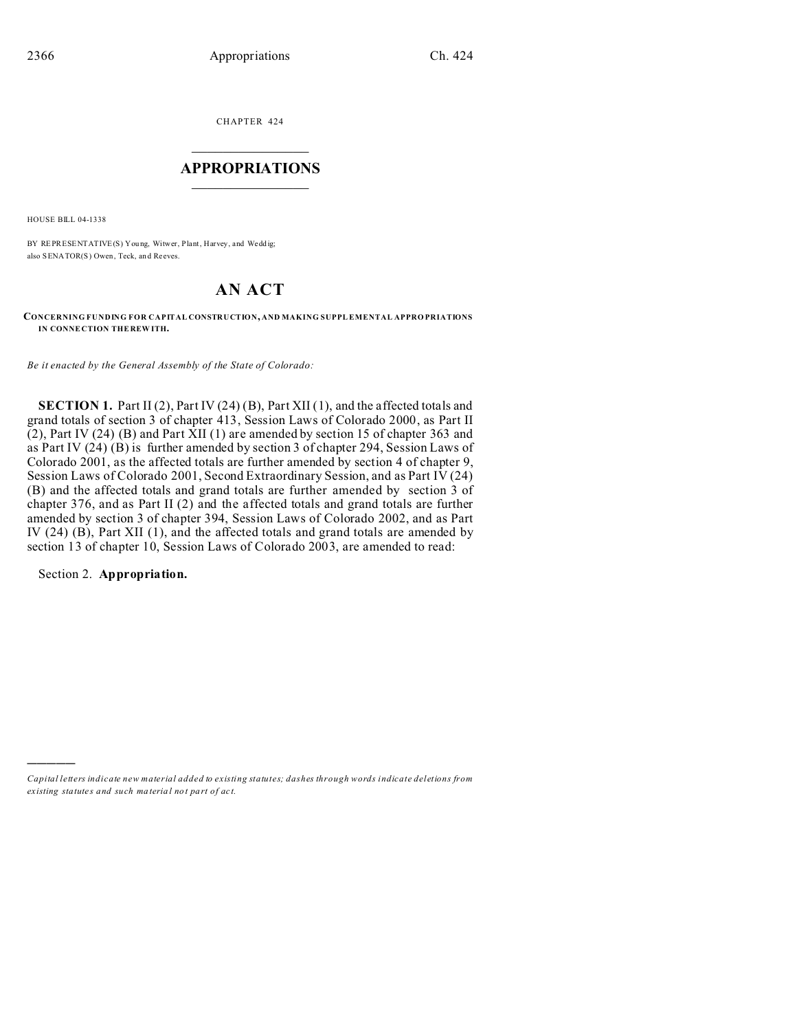CHAPTER 424

# APPROPRIATIONS

HOUSE BILL 04-1338

BY REPRESENTATIVE(S) Young, Witwer, Plant, Harvey, and Weddig; also SENATOR(S) Owen, Teck, and Reeves.

## AN ACT

**CONCERNING FUNDING FOR CAPITAL CONSTRUCTION, AND MAKING SUPPLEMENTAL APPROPRIATIONS IN CONNECTION THEREWITH.**

*Be it enacted by the General Assembly of the State of Colorado:*

**SECTION 1.** Part II (2), Part IV (24) (B), Part XII (1), and the affected totals and grand totals of section 3 of chapter 413, Session Laws of Colorado 2000, as Part II (2), Part IV (24) (B) and Part XII (1) are amended by section 15 of chapter 363 and as Part IV (24) (B) is further amended by section 3 of chapter 294, Session Laws of Colorado 2001, as the affected totals are further amended by section 4 of chapter 9, Session Laws of Colorado 2001, Second Extraordinary Session, and as Part IV (24) (B) and the affected totals and grand totals are further amended by section 3 of chapter 376, and as Part II (2) and the affected totals and grand totals are further amended by section 3 of chapter 394, Session Laws of Colorado 2002, and as Part IV (24) (B), Part XII (1), and the affected totals and grand totals are amended by section 13 of chapter 10, Session Laws of Colorado 2003, are amended to read:

Section 2. **Appropriation.**

---

*Capital letters indicate new material added to existing statutes; dashes through words indicate deletions from existing statutes and such material not part of act.*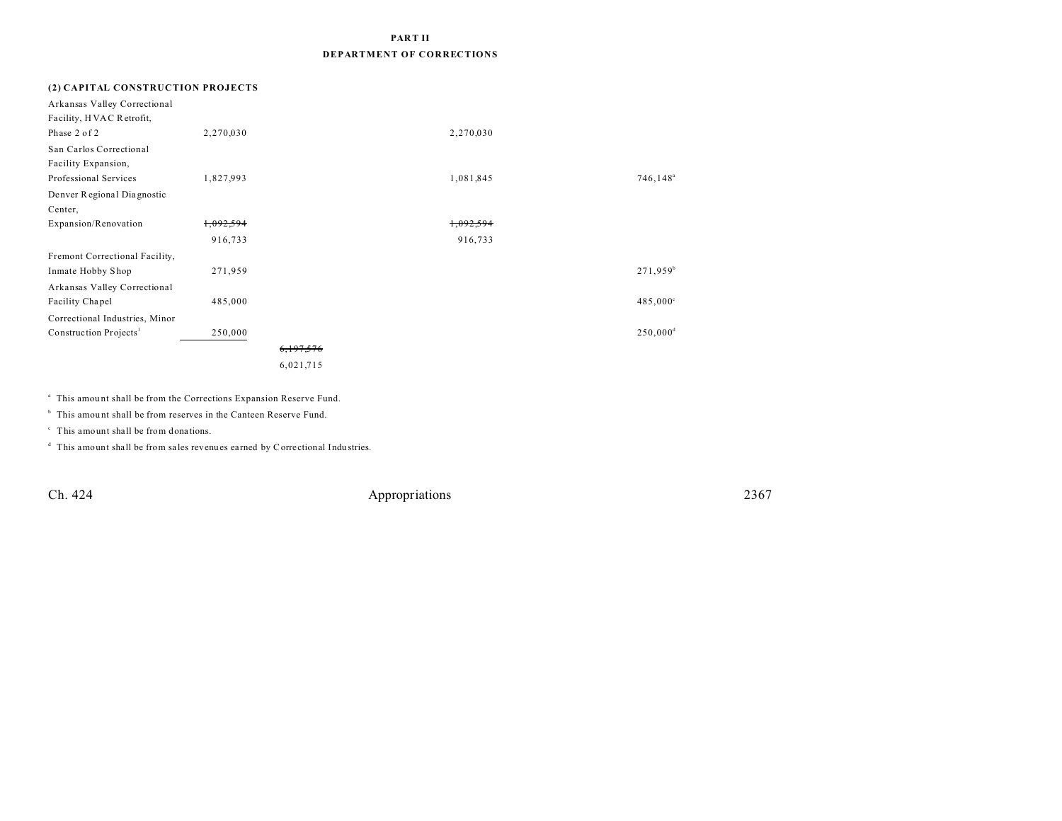**PART II**
**DEPARTMENT OF CORRECTIONS**

**(2) CAPITAL CONSTRUCTION PROJECTS**

| | | | | |
|---|---|---|---|---|
| Arkansas Valley Correctional Facility, HVAC Retrofit, Phase 2 of 2 | 2,270,030 | | 2,270,030 | |
| San Carlos Correctional Facility Expansion, Professional Services | 1,827,993 | | 1,081,845 | 746,148[a] |
| Denver Regional Diagnostic Center, Expansion/Renovation | ~~1,092,594~~ 916,733 | | ~~1,092,594~~ 916,733 | |
| Fremont Correctional Facility, Inmate Hobby Shop | 271,959 | | | 271,959[b] |
| Arkansas Valley Correctional Facility Chapel | 485,000 | | | 485,000[c] |
| Correctional Industries, Minor Construction Projects[1] | 250,000 | | | 250,000[d] |
| | | ~~6,197,576~~ 6,021,715 | | |

[a] This amount shall be from the Corrections Expansion Reserve Fund.

[b] This amount shall be from reserves in the Canteen Reserve Fund.

[c] This amount shall be from donations.

[d] This amount shall be from sales revenues earned by Correctional Industries.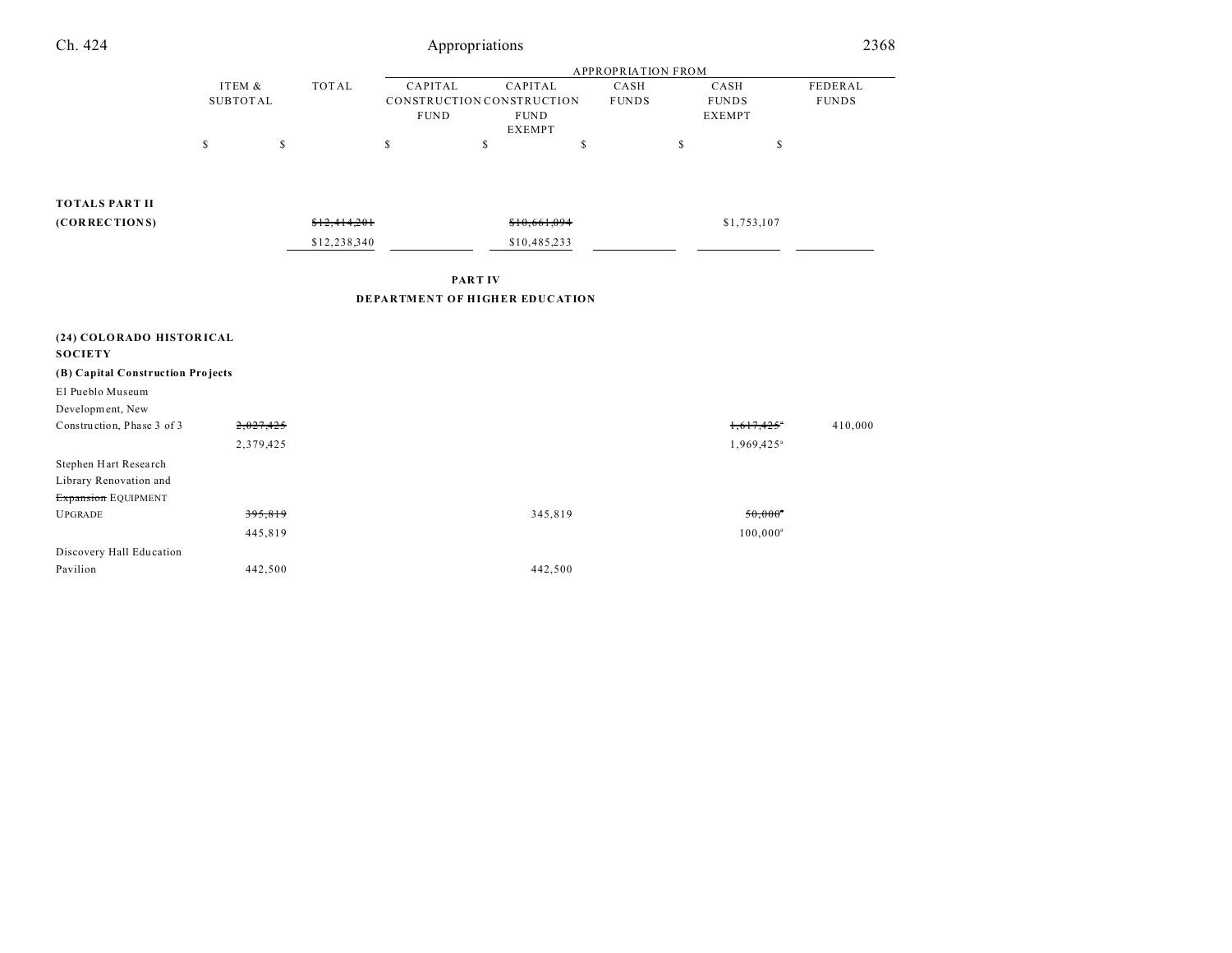| | ITEM & SUBTOTAL | TOTAL | APPROPRIATION FROM CAPITAL CONSTRUCTION FUND | CAPITAL CONSTRUCTION FUND EXEMPT | CASH FUNDS | CASH FUNDS EXEMPT | FEDERAL FUNDS |
|---|---|---|---|---|---|---|---|
| | $ | $ | $ | $ | $ | $ | $ |
| **TOTALS PART II (CORRECTIONS)** | | ~~$12,414,201~~ $12,238,340 | | ~~$10,661,094~~ $10,485,233 | | $1,753,107 | |

**PART IV**

**DEPARTMENT OF HIGHER EDUCATION**

| | ITEM & SUBTOTAL | TOTAL | CAPITAL CONSTRUCTION FUND | CAPITAL CONSTRUCTION FUND EXEMPT | CASH FUNDS | CASH FUNDS EXEMPT | FEDERAL FUNDS |
|---|---|---|---|---|---|---|---|
| **(24) COLORADO HISTORICAL SOCIETY** | | | | | | | |
| **(B) Capital Construction Projects** | | | | | | | |
| El Pueblo Museum Development, New Construction, Phase 3 of 3 | ~~2,027,425~~ 2,379,425 | | | | | ~~1,617,425[a]~~ 1,969,425[a] | 410,000 |
| Stephen Hart Research Library Renovation and ~~Expansion~~ EQUIPMENT UPGRADE | ~~395,819~~ 445,819 | | | 345,819 | | ~~50,000[a]~~ 100,000[a] | |
| Discovery Hall Education Pavilion | 442,500 | | | 442,500 | | | |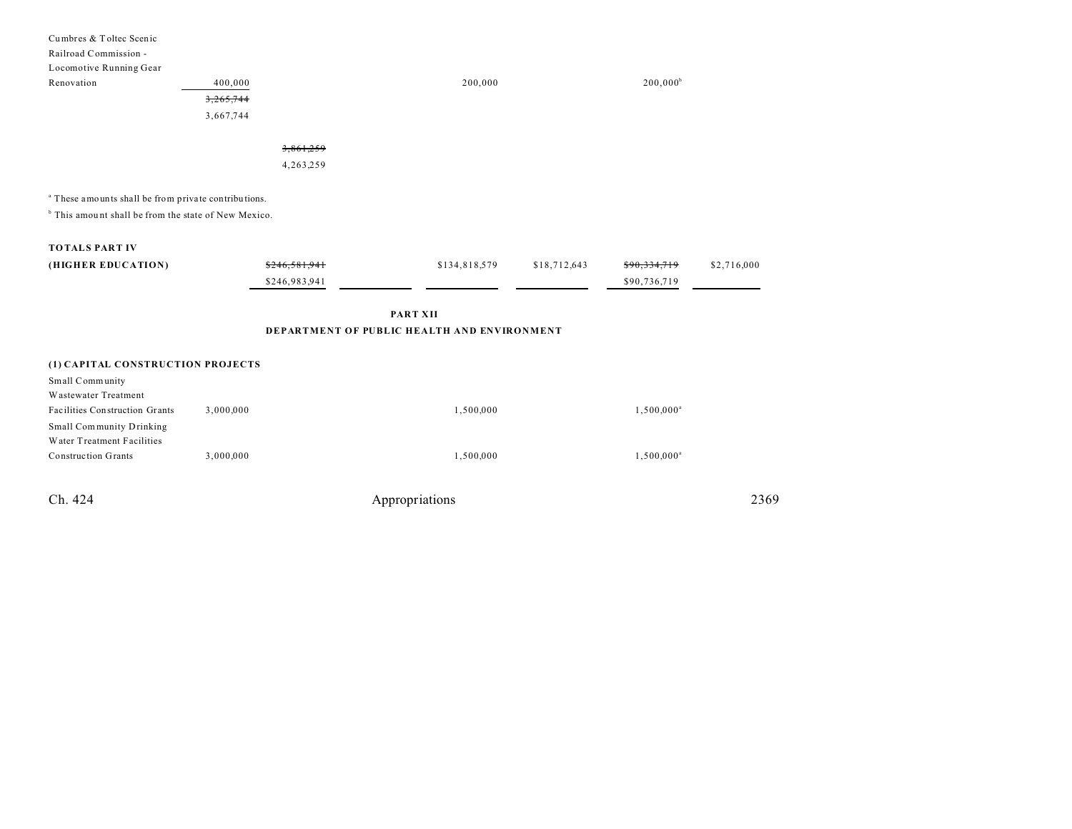| | | | | | | |
|---|---|---|---|---|---|---|
| Cumbres & Toltec Scenic Railroad Commission - Locomotive Running Gear Renovation | 400,000 | | 200,000 | | 200,000[b] | |
| | ~~3,265,744~~ 3,667,744 | | | | | |
| | | ~~3,861,259~~ 4,263,259 | | | | |

[a] These amounts shall be from private contributions.

[b] This amount shall be from the state of New Mexico.

| | | | | | | |
|---|---|---|---|---|---|---|
| **TOTALS PART IV (HIGHER EDUCATION)** | ~~$246,581,941~~ $246,983,941 | | $134,818,579 | $18,712,643 | ~~$90,334,719~~ $90,736,719 | $2,716,000 |

**PART XII**

**DEPARTMENT OF PUBLIC HEALTH AND ENVIRONMENT**

**(1) CAPITAL CONSTRUCTION PROJECTS**

| | | | | | | |
|---|---|---|---|---|---|---|
| Small Community Wastewater Treatment Facilities Construction Grants | 3,000,000 | | 1,500,000 | | 1,500,000[a] | |
| Small Community Drinking Water Treatment Facilities Construction Grants | 3,000,000 | | 1,500,000 | | 1,500,000[a] | |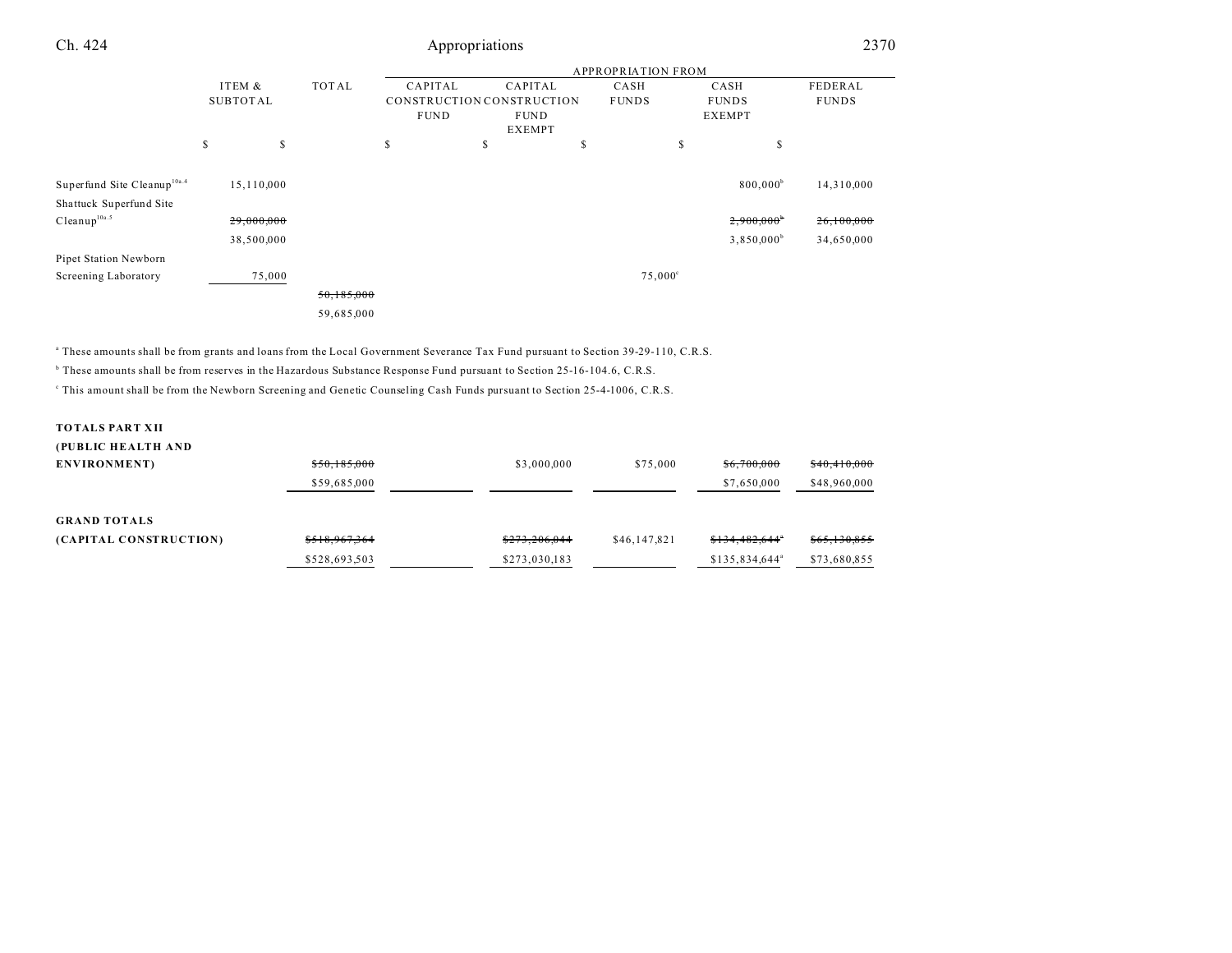| | ITEM & SUBTOTAL | TOTAL | APPROPRIATION FROM CAPITAL CONSTRUCTION FUND | CAPITAL CONSTRUCTION FUND EXEMPT | CASH FUNDS | CASH FUNDS EXEMPT | FEDERAL FUNDS |
|---|---|---|---|---|---|---|---|
| | $ | $ | $ | $ | $ | $ | $ |
| Superfund Site Cleanup[10a.4] | 15,110,000 | | | | | 800,000[b] | 14,310,000 |
| Shattuck Superfund Site Cleanup[10a.5] | ~~29,000,000~~ | | | | | ~~2,900,000~~[b] | ~~26,100,000~~ |
| | 38,500,000 | | | | | 3,850,000[b] | 34,650,000 |
| Pipet Station Newborn Screening Laboratory | 75,000 | | | | 75,000[c] | | |
| | | ~~50,185,000~~ | | | | | |
| | | 59,685,000 | | | | | |

[a] These amounts shall be from grants and loans from the Local Government Severance Tax Fund pursuant to Section 39-29-110, C.R.S.

[b] These amounts shall be from reserves in the Hazardous Substance Response Fund pursuant to Section 25-16-104.6, C.R.S.

[c] This amount shall be from the Newborn Screening and Genetic Counseling Cash Funds pursuant to Section 25-4-1006, C.R.S.

| | TOTAL | CAPITAL CONSTRUCTION FUND | CAPITAL CONSTRUCTION FUND EXEMPT | CASH FUNDS | CASH FUNDS EXEMPT | FEDERAL FUNDS |
|---|---|---|---|---|---|---|
| **TOTALS PART XII (PUBLIC HEALTH AND ENVIRONMENT)** | ~~$50,185,000~~ | | $3,000,000 | $75,000 | ~~$6,700,000~~ | ~~$40,410,000~~ |
| | $59,685,000 | | | | $7,650,000 | $48,960,000 |
| **GRAND TOTALS (CAPITAL CONSTRUCTION)** | ~~$518,967,364~~ | | ~~$273,206,044~~ | $46,147,821 | ~~$134,482,644~~[a] | ~~$65,130,855~~ |
| | $528,693,503 | | $273,030,183 | | $135,834,644[a] | $73,680,855 |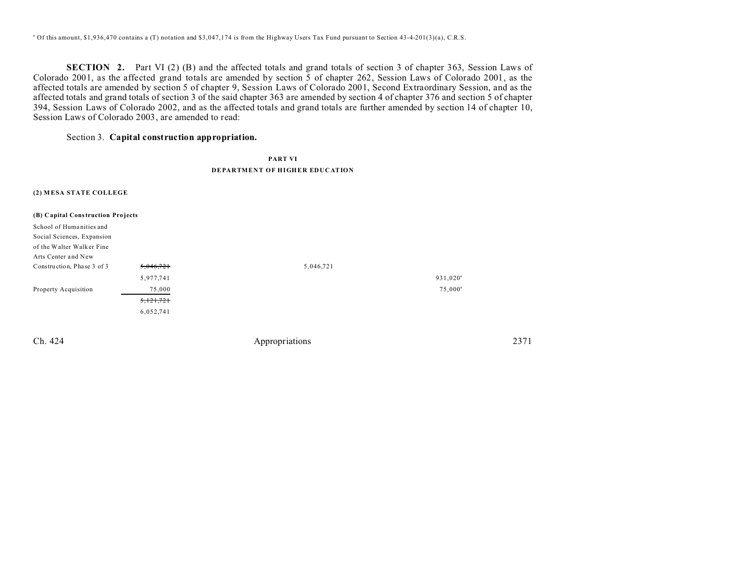[a] Of this amount, $1,936,470 contains a (T) notation and $3,047,174 is from the Highway Users Tax Fund pursuant to Section 43-4-201(3)(a), C.R.S.

**SECTION 2.** Part VI (2) (B) and the affected totals and grand totals of section 3 of chapter 363, Session Laws of Colorado 2001, as the affected grand totals are amended by section 5 of chapter 262, Session Laws of Colorado 2001, as the affected totals are amended by section 5 of chapter 9, Session Laws of Colorado 2001, Second Extraordinary Session, and as the affected totals and grand totals of section 3 of the said chapter 363 are amended by section 4 of chapter 376 and section 5 of chapter 394, Session Laws of Colorado 2002, and as the affected totals and grand totals are further amended by section 14 of chapter 10, Session Laws of Colorado 2003, are amended to read:

Section 3. **Capital construction appropriation.**

**PART VI**

**DEPARTMENT OF HIGHER EDUCATION**

**(2) MESA STATE COLLEGE**

**(B) Capital Construction Projects**

| | | | |
|---|---|---|---|
| School of Humanities and Social Sciences, Expansion of the Walter Walker Fine Arts Center and New Construction, Phase 3 of 3 | ~~5,046,721~~ | 5,046,721 | |
| | 5,977,741 | | 931,020[a] |
| Property Acquisition | 75,000 | | 75,000[a] |
| | ~~5,121,721~~ | | |
| | 6,052,741 | | |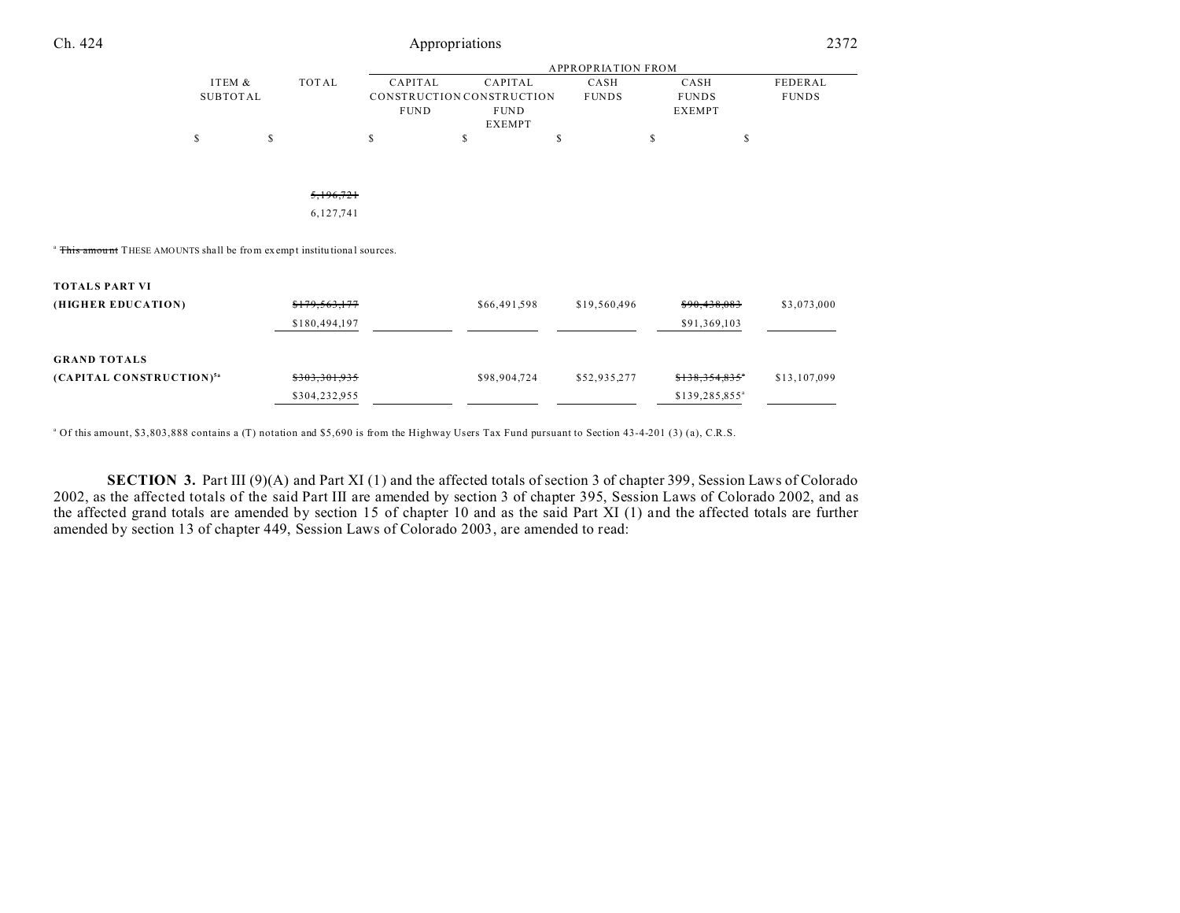| | ITEM & SUBTOTAL | TOTAL | APPROPRIATION FROM CAPITAL CONSTRUCTION FUND | CAPITAL CONSTRUCTION FUND EXEMPT | CASH FUNDS | CASH FUNDS EXEMPT | FEDERAL FUNDS |
|---|---|---|---|---|---|---|---|
| | $ | $ | $ | $ | $ | $ | $ |
| | | ~~5,196,721~~ 6,127,741 | | | | | |

[a] ~~This amount~~ THESE AMOUNTS shall be from exempt institutional sources.

| | ITEM & SUBTOTAL | TOTAL | CAPITAL CONSTRUCTION FUND | CAPITAL CONSTRUCTION FUND EXEMPT | CASH FUNDS | CASH FUNDS EXEMPT | FEDERAL FUNDS |
|---|---|---|---|---|---|---|---|
| **TOTALS PART VI (HIGHER EDUCATION)** | | ~~$179,563,177~~ $180,494,197 | | $66,491,598 | $19,560,496 | ~~$90,438,083~~ $91,369,103 | $3,073,000 |
| **GRAND TOTALS (CAPITAL CONSTRUCTION)**[5a] | | ~~$303,301,935~~ $304,232,955 | | $98,904,724 | $52,935,277 | ~~$138,354,835~~[a] $139,285,855[a] | $13,107,099 |

[a] Of this amount, $3,803,888 contains a (T) notation and $5,690 is from the Highway Users Tax Fund pursuant to Section 43-4-201 (3) (a), C.R.S.

**SECTION 3.** Part III (9)(A) and Part XI (1) and the affected totals of section 3 of chapter 399, Session Laws of Colorado 2002, as the affected totals of the said Part III are amended by section 3 of chapter 395, Session Laws of Colorado 2002, and as the affected grand totals are amended by section 15 of chapter 10 and as the said Part XI (1) and the affected totals are further amended by section 13 of chapter 449, Session Laws of Colorado 2003, are amended to read: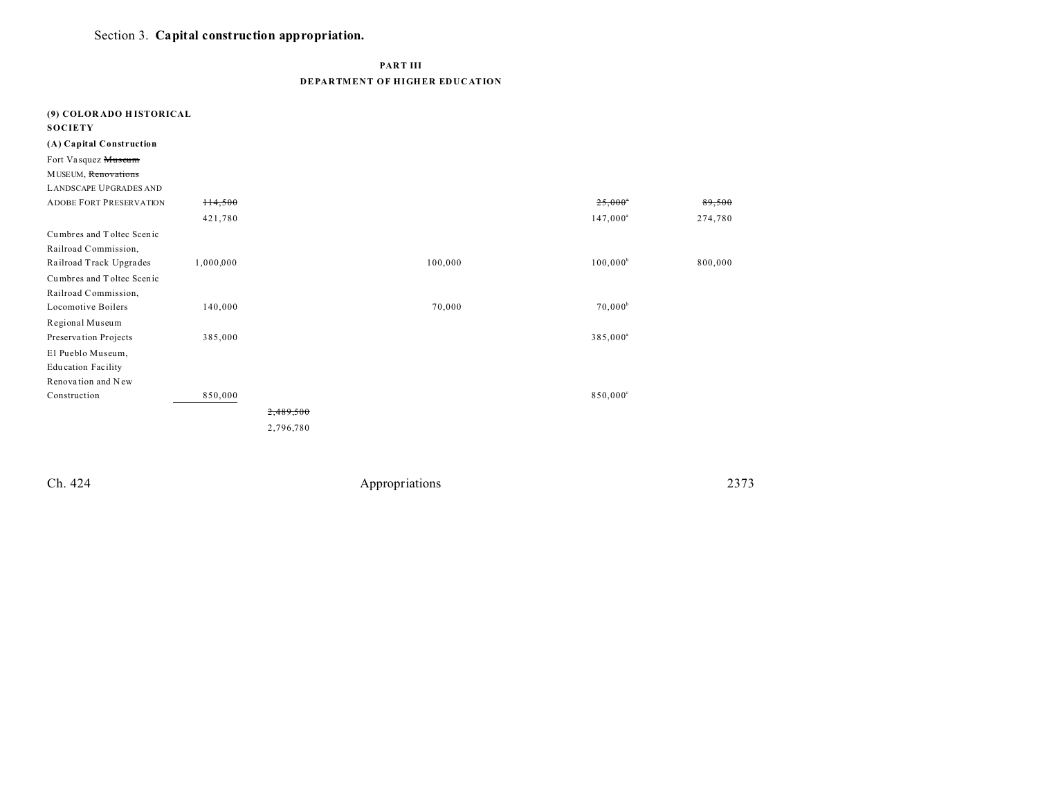Section 3. **Capital construction appropriation.**

**PART III**
**DEPARTMENT OF HIGHER EDUCATION**

| | | | | | |
|---|---|---|---|---|---|
| **(9) COLORADO HISTORICAL SOCIETY** | | | | | |
| **(A) Capital Construction** | | | | | |
| Fort Vasquez ~~Museum~~ MUSEUM, ~~Renovations~~ LANDSCAPE UPGRADES AND ADOBE FORT PRESERVATION | ~~114,500~~ 421,780 | | | ~~25,000~~[a] 147,000[a] | ~~89,500~~ 274,780 |
| Cumbres and Toltec Scenic Railroad Commission, Railroad Track Upgrades | 1,000,000 | | 100,000 | 100,000[b] | 800,000 |
| Cumbres and Toltec Scenic Railroad Commission, Locomotive Boilers | 140,000 | | 70,000 | 70,000[b] | |
| Regional Museum Preservation Projects | 385,000 | | | 385,000[a] | |
| El Pueblo Museum, Education Facility Renovation and New Construction | 850,000 | | | 850,000[c] | |
| | | ~~2,489,500~~ 2,796,780 | | | |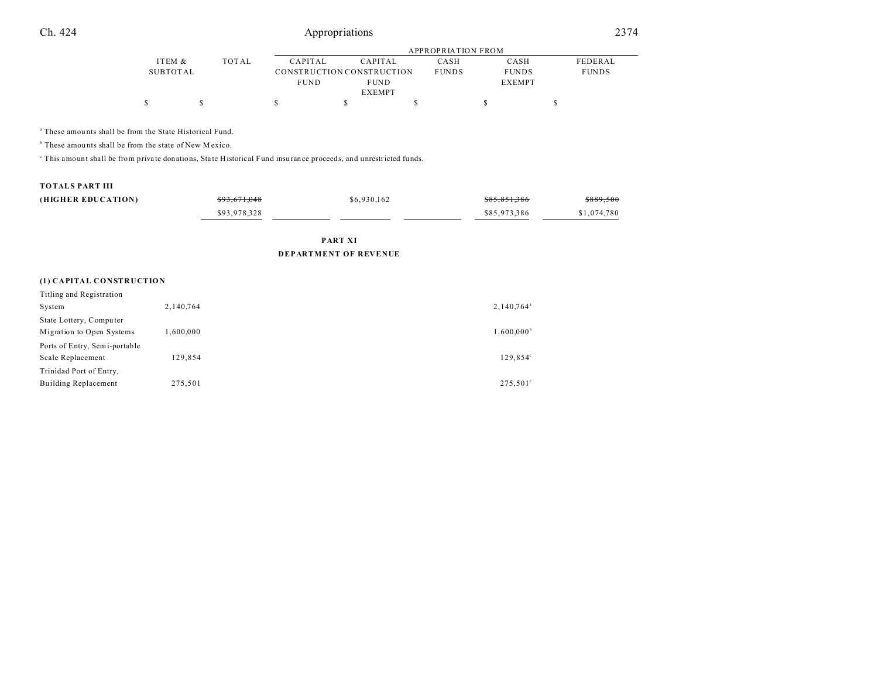| | ITEM & SUBTOTAL | TOTAL | APPROPRIATION FROM CAPITAL CONSTRUCTION FUND | CAPITAL CONSTRUCTION FUND EXEMPT | CASH FUNDS | CASH FUNDS EXEMPT | FEDERAL FUNDS |
|---|---|---|---|---|---|---|---|
| | $ | $ | $ | $ | $ | $ | $ |

[a] These amounts shall be from the State Historical Fund.

[b] These amounts shall be from the state of New Mexico.

[c] This amount shall be from private donations, State Historical Fund insurance proceeds, and unrestricted funds.

| | ITEM & SUBTOTAL | TOTAL | CAPITAL CONSTRUCTION FUND | CAPITAL CONSTRUCTION FUND EXEMPT | CASH FUNDS | CASH FUNDS EXEMPT | FEDERAL FUNDS |
|---|---|---|---|---|---|---|---|
| **TOTALS PART III (HIGHER EDUCATION)** | | ~~$93,671,048~~ $93,978,328 | $6,930,162 | | | ~~$85,851,386~~ $85,973,386 | ~~$889,500~~ $1,074,780 |

**PART XI**

**DEPARTMENT OF REVENUE**

**(1) CAPITAL CONSTRUCTION**

| | ITEM & SUBTOTAL | TOTAL | CAPITAL CONSTRUCTION FUND | CAPITAL CONSTRUCTION FUND EXEMPT | CASH FUNDS | CASH FUNDS EXEMPT | FEDERAL FUNDS |
|---|---|---|---|---|---|---|---|
| Titling and Registration System | 2,140,764 | | | | | 2,140,764[a] | |
| State Lottery, Computer Migration to Open Systems | 1,600,000 | | | | | 1,600,000[b] | |
| Ports of Entry, Semi-portable Scale Replacement | 129,854 | | | | | 129,854[c] | |
| Trinidad Port of Entry, Building Replacement | 275,501 | | | | | 275,501[c] | |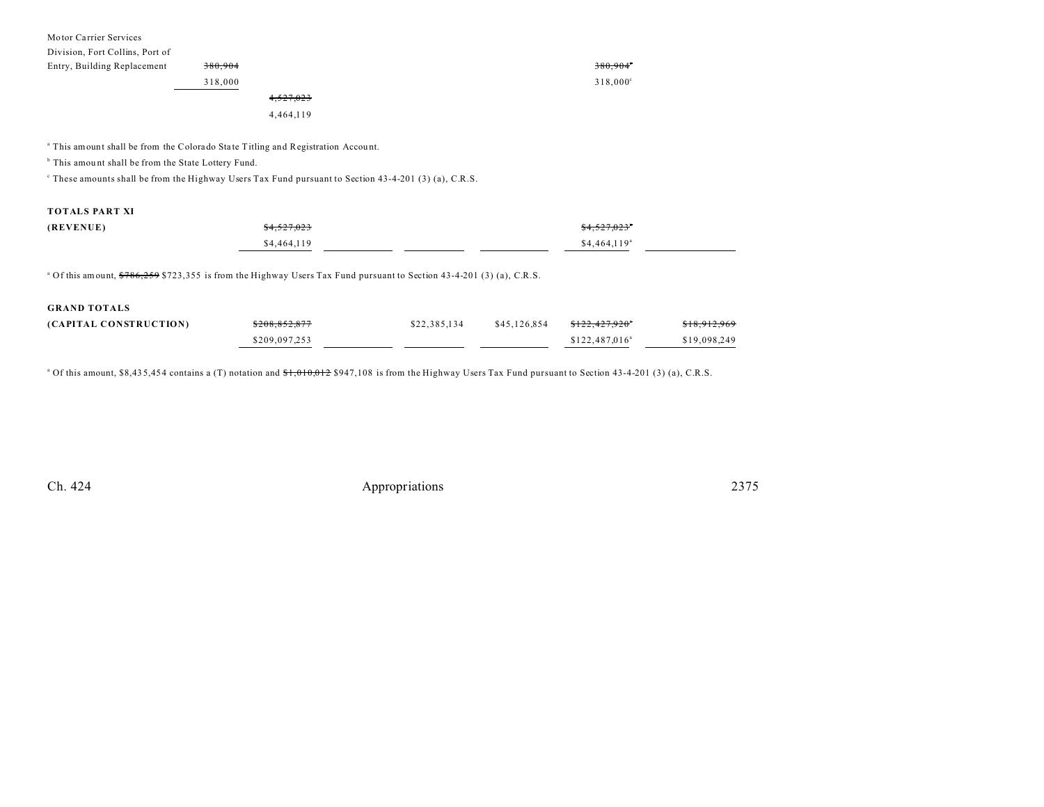| | | | | | | |
|---|---|---|---|---|---|---|
| Motor Carrier Services Division, Fort Collins, Port of Entry, Building Replacement | ~~380,904~~ 318,000 | | | | ~~380,904~~[c] 318,000[c] | |
| | | ~~4,527,023~~ 4,464,119 | | | | |

[a] This amount shall be from the Colorado State Titling and Registration Account.

[b] This amount shall be from the State Lottery Fund.

[c] These amounts shall be from the Highway Users Tax Fund pursuant to Section 43-4-201 (3) (a), C.R.S.

| | | | | | |
|---|---|---|---|---|---|
| **TOTALS PART XI (REVENUE)** | ~~$4,527,023~~ $4,464,119 | | | ~~$4,527,023~~[a] $4,464,119[a] | |

[a] Of this amount, ~~$786,259~~ $723,355 is from the Highway Users Tax Fund pursuant to Section 43-4-201 (3) (a), C.R.S.

| | | | | | |
|---|---|---|---|---|---|
| **GRAND TOTALS (CAPITAL CONSTRUCTION)** | ~~$208,852,877~~ $209,097,253 | $22,385,134 | $45,126,854 | ~~$122,427,920~~[a] $122,487,016[a] | ~~$18,912,969~~ $19,098,249 |

[a] Of this amount, $8,435,454 contains a (T) notation and ~~$1,010,012~~ $947,108 is from the Highway Users Tax Fund pursuant to Section 43-4-201 (3) (a), C.R.S.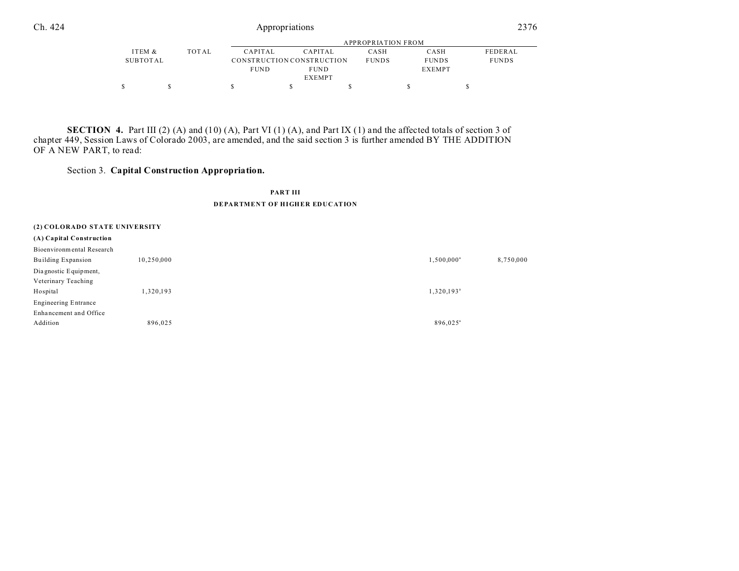| | ITEM & SUBTOTAL | TOTAL | APPROPRIATION FROM CAPITAL CONSTRUCTION FUND | CAPITAL CONSTRUCTION FUND EXEMPT | CASH FUNDS | CASH FUNDS EXEMPT | FEDERAL FUNDS |
|---|---|---|---|---|---|---|---|
| | $ | $ | $ | $ | $ | $ | $ |

**SECTION 4.** Part III (2) (A) and (10) (A), Part VI (1) (A), and Part IX (1) and the affected totals of section 3 of chapter 449, Session Laws of Colorado 2003, are amended, and the said section 3 is further amended BY THE ADDITION OF A NEW PART, to read:

Section 3. **Capital Construction Appropriation.**

**PART III**

**DEPARTMENT OF HIGHER EDUCATION**

**(2) COLORADO STATE UNIVERSITY**

**(A) Capital Construction**

| | ITEM & SUBTOTAL | TOTAL | CAPITAL CONSTRUCTION FUND | CAPITAL CONSTRUCTION FUND EXEMPT | CASH FUNDS | CASH FUNDS EXEMPT | FEDERAL FUNDS |
|---|---|---|---|---|---|---|---|
| Bioenvironmental Research Building Expansion | 10,250,000 | | | | | 1,500,000[a] | 8,750,000 |
| Diagnostic Equipment, Veterinary Teaching Hospital | 1,320,193 | | | | | 1,320,193[a] | |
| Engineering Entrance Enhancement and Office Addition | 896,025 | | | | | 896,025[a] | |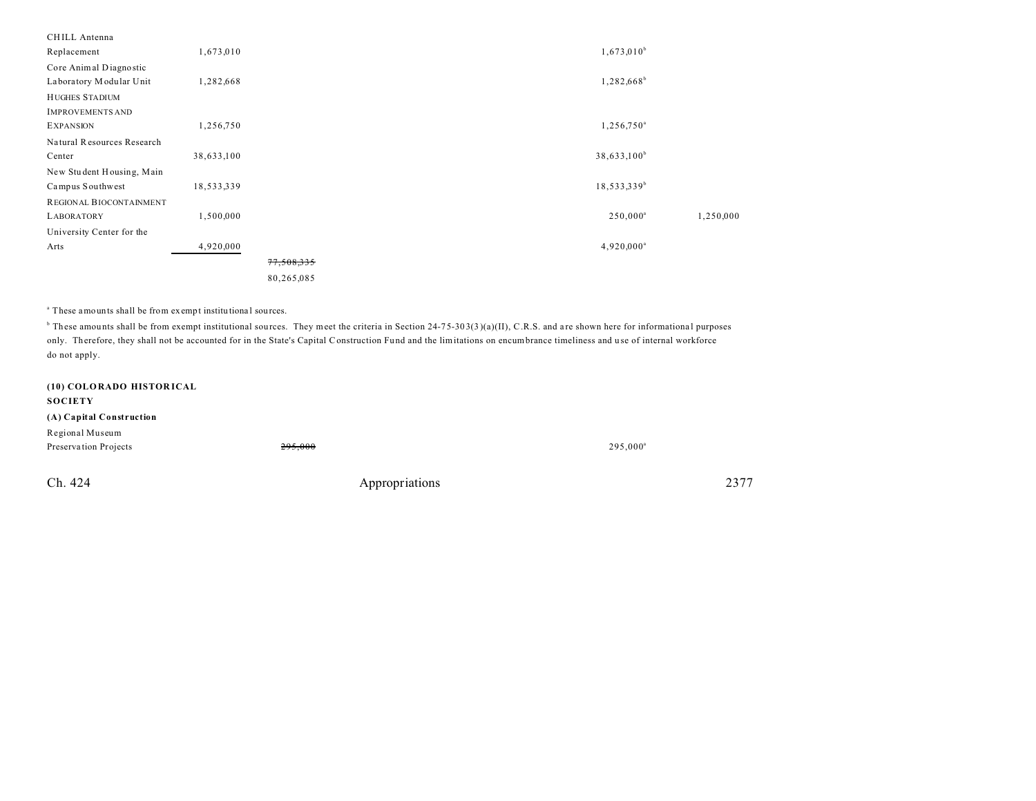| | | | | | |
|---|---|---|---|---|---|
| CHILL Antenna Replacement | 1,673,010 | | | 1,673,010[b] | |
| Core Animal Diagnostic Laboratory Modular Unit | 1,282,668 | | | 1,282,668[b] | |
| HUGHES STADIUM IMPROVEMENTS AND EXPANSION | 1,256,750 | | | 1,256,750[a] | |
| Natural Resources Research Center | 38,633,100 | | | 38,633,100[b] | |
| New Student Housing, Main Campus Southwest | 18,533,339 | | | 18,533,339[b] | |
| REGIONAL BIOCONTAINMENT LABORATORY | 1,500,000 | | | 250,000[a] | 1,250,000 |
| University Center for the Arts | 4,920,000 | | | 4,920,000[a] | |
| | | ~~77,508,335~~ | | | |
| | | 80,265,085 | | | |

[a] These amounts shall be from exempt institutional sources.

[b] These amounts shall be from exempt institutional sources. They meet the criteria in Section 24-75-303(3)(a)(II), C.R.S. and are shown here for informational purposes only. Therefore, they shall not be accounted for in the State's Capital Construction Fund and the limitations on encumbrance timeliness and use of internal workforce do not apply.

**(10) COLORADO HISTORICAL SOCIETY**

**(A) Capital Construction**

| | | | | | |
|---|---|---|---|---|---|
| Regional Museum Preservation Projects | | ~~295,000~~ | | 295,000[a] | |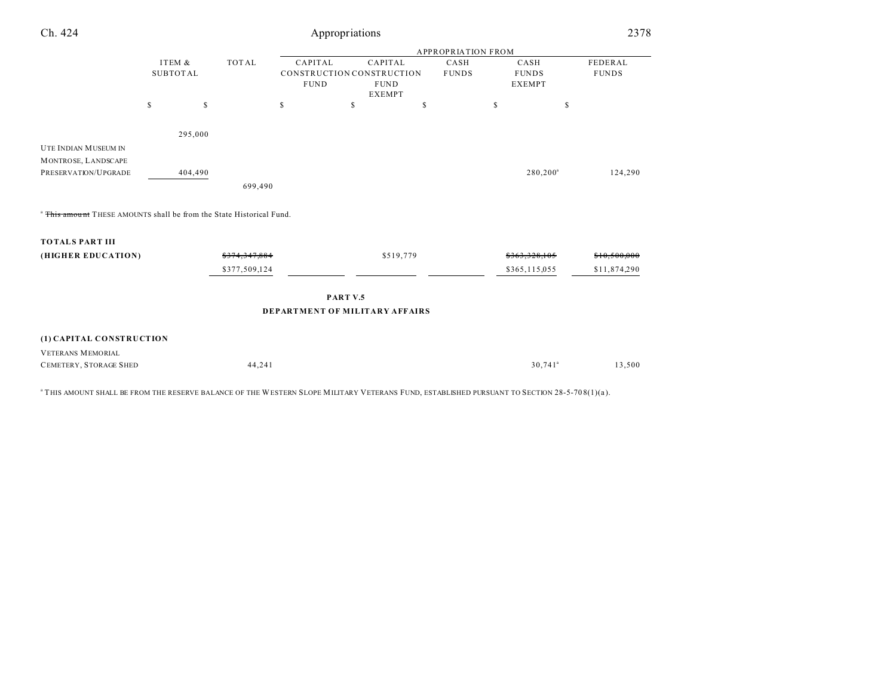| | ITEM & SUBTOTAL | TOTAL | APPROPRIATION FROM CAPITAL CONSTRUCTION FUND | CAPITAL CONSTRUCTION FUND EXEMPT | CASH FUNDS | CASH FUNDS EXEMPT | FEDERAL FUNDS |
|---|---|---|---|---|---|---|---|
| | $ | $ | $ | $ | $ | $ | $ |
| | 295,000 | | | | | | |
| UTE INDIAN MUSEUM IN MONTROSE, LANDSCAPE PRESERVATION/UPGRADE | 404,490 | | | | | 280,200[a] | 124,290 |
| | | 699,490 | | | | | |

[a] ~~This amount~~ THESE AMOUNTS shall be from the State Historical Fund.

| | ITEM & SUBTOTAL | TOTAL | CAPITAL CONSTRUCTION FUND | CAPITAL CONSTRUCTION FUND EXEMPT | CASH FUNDS | CASH FUNDS EXEMPT | FEDERAL FUNDS |
|---|---|---|---|---|---|---|---|
| **TOTALS PART III (HIGHER EDUCATION)** | | ~~$374,347,884~~ $377,509,124 | | $519,779 | | ~~$363,328,105~~ $365,115,055 | ~~$10,500,000~~ $11,874,290 |

**PART V.5**
**DEPARTMENT OF MILITARY AFFAIRS**

**(1) CAPITAL CONSTRUCTION**

| | ITEM & SUBTOTAL | TOTAL | CAPITAL CONSTRUCTION FUND | CAPITAL CONSTRUCTION FUND EXEMPT | CASH FUNDS | CASH FUNDS EXEMPT | FEDERAL FUNDS |
|---|---|---|---|---|---|---|---|
| VETERANS MEMORIAL CEMETERY, STORAGE SHED | | 44,241 | | | | 30,741[a] | 13,500 |

[a] THIS AMOUNT SHALL BE FROM THE RESERVE BALANCE OF THE WESTERN SLOPE MILITARY VETERANS FUND, ESTABLISHED PURSUANT TO SECTION 28-5-708(1)(a).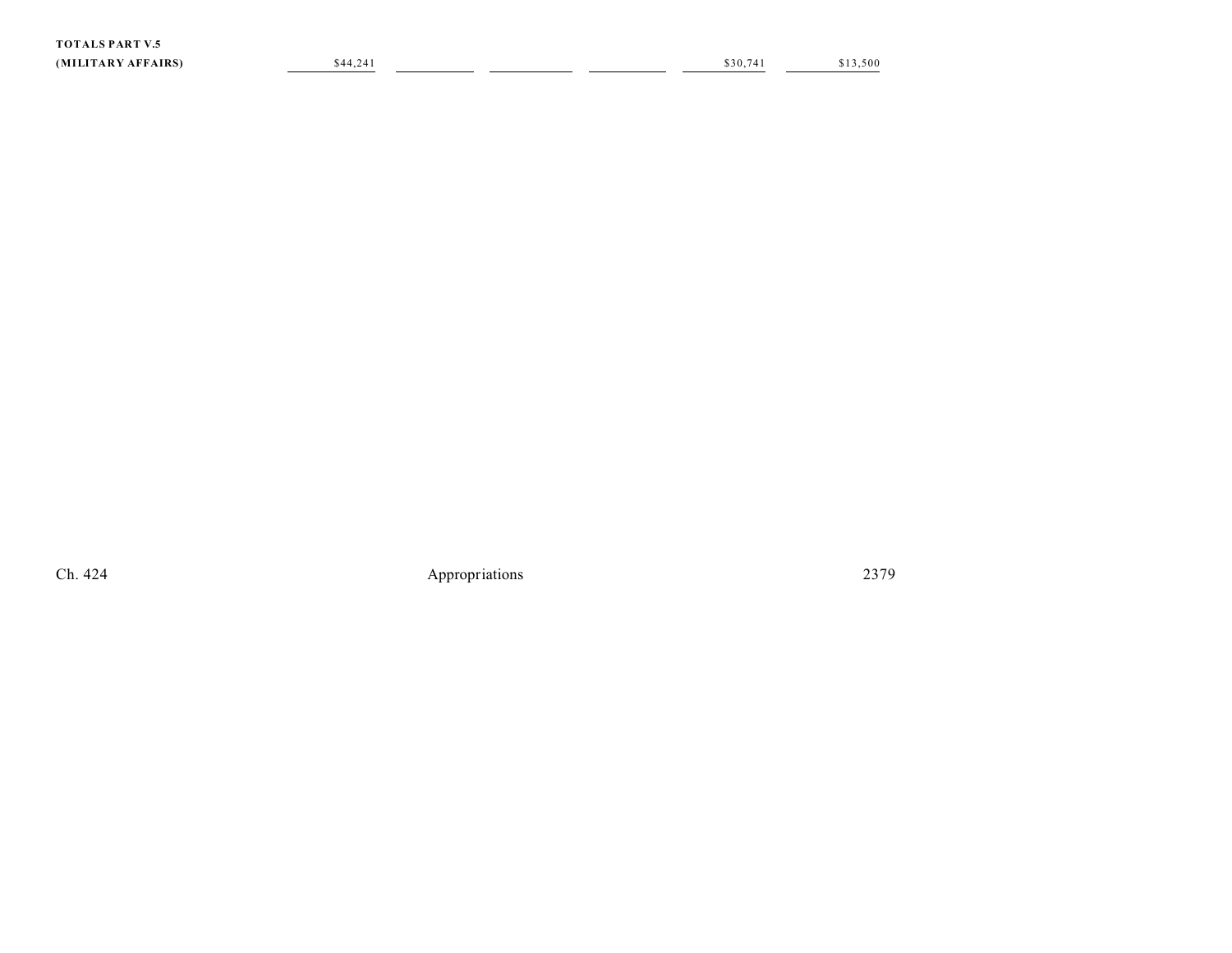| | | | | | | |
|---|---|---|---|---|---|---|
| **TOTALS PART V.5 (MILITARY AFFAIRS)** | $44,241 | | | | $30,741 | $13,500 |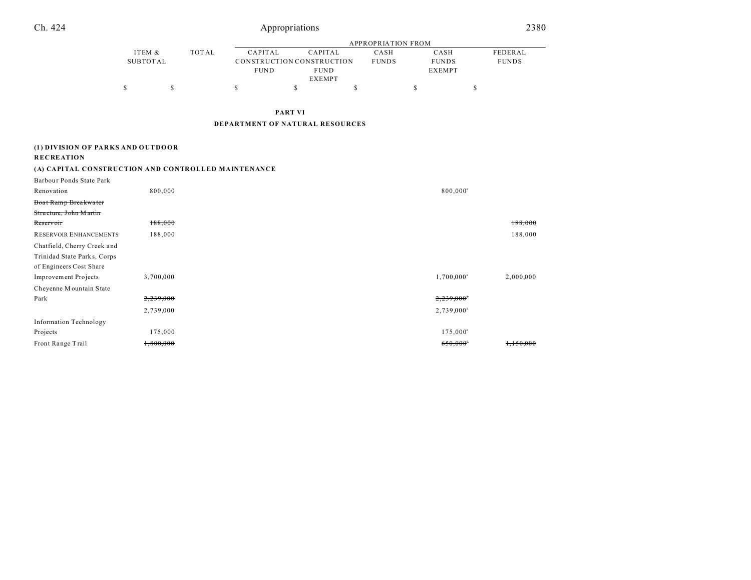| | ITEM & SUBTOTAL | TOTAL | APPROPRIATION FROM CAPITAL CONSTRUCTION FUND | CAPITAL CONSTRUCTION FUND EXEMPT | CASH FUNDS | CASH FUNDS EXEMPT | FEDERAL FUNDS |
|---|---|---|---|---|---|---|---|
| | $ | $ | $ | $ | $ | $ | $ |

**PART VI**

**DEPARTMENT OF NATURAL RESOURCES**

**(1) DIVISION OF PARKS AND OUTDOOR RECREATION**

**(A) CAPITAL CONSTRUCTION AND CONTROLLED MAINTENANCE**

| | ITEM & SUBTOTAL | TOTAL | CAPITAL CONSTRUCTION FUND | CAPITAL CONSTRUCTION FUND EXEMPT | CASH FUNDS | CASH FUNDS EXEMPT | FEDERAL FUNDS |
|---|---|---|---|---|---|---|---|
| Barbour Ponds State Park Renovation | 800,000 | | | | | 800,000[a] | |
| ~~Boat Ramp Breakwater Structure, John Martin Reservoir~~ | ~~188,000~~ | | | | | | ~~188,000~~ |
| RESERVOIR ENHANCEMENTS | 188,000 | | | | | | 188,000 |
| Chatfield, Cherry Creek and Trinidad State Parks, Corps of Engineers Cost Share Improvement Projects | 3,700,000 | | | | | 1,700,000[a] | 2,000,000 |
| Cheyenne Mountain State Park | ~~2,239,000~~ | | | | | ~~2,239,000[a]~~ | |
| | 2,739,000 | | | | | 2,739,000[a] | |
| Information Technology Projects | 175,000 | | | | | 175,000[a] | |
| Front Range Trail | ~~1,800,000~~ | | | | | ~~650,000[a]~~ | ~~1,150,000~~ |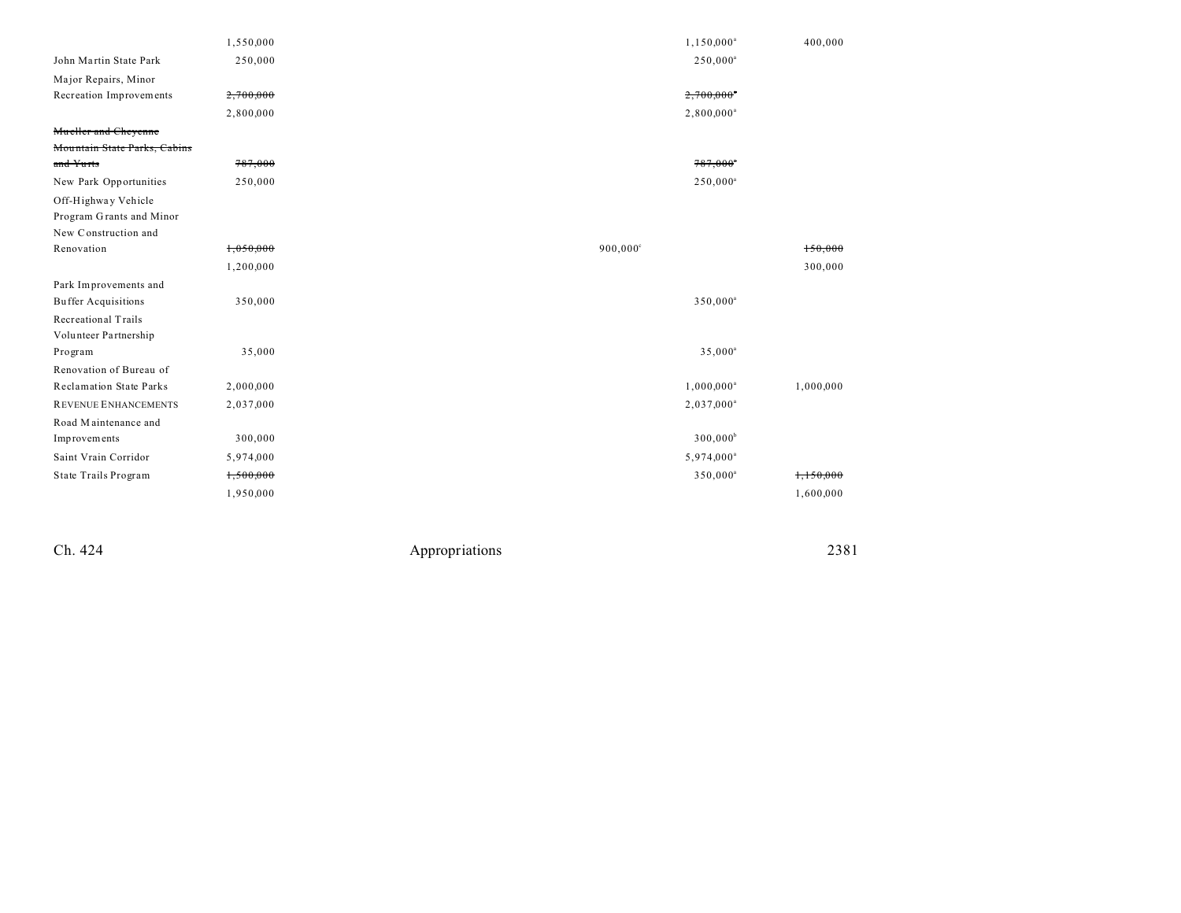| | | | | |
|---|---|---|---|---|
| | 1,550,000 | | 1,150,000[a] | 400,000 |
| John Martin State Park | 250,000 | | 250,000[a] | |
| Major Repairs, Minor Recreation Improvements | ~~2,700,000~~ | | ~~2,700,000~~[a] | |
| | 2,800,000 | | 2,800,000[a] | |
| ~~Mueller and Cheyenne Mountain State Parks, Cabins and Yurts~~ | ~~787,000~~ | | ~~787,000~~[a] | |
| New Park Opportunities | 250,000 | | 250,000[a] | |
| Off-Highway Vehicle Program Grants and Minor New Construction and Renovation | ~~1,050,000~~ | 900,000[c] | | ~~150,000~~ |
| | 1,200,000 | | | 300,000 |
| Park Improvements and Buffer Acquisitions | 350,000 | | 350,000[a] | |
| Recreational Trails Volunteer Partnership Program | 35,000 | | 35,000[a] | |
| Renovation of Bureau of Reclamation State Parks | 2,000,000 | | 1,000,000[a] | 1,000,000 |
| REVENUE ENHANCEMENTS | 2,037,000 | | 2,037,000[a] | |
| Road Maintenance and Improvements | 300,000 | | 300,000[b] | |
| Saint Vrain Corridor | 5,974,000 | | 5,974,000[a] | |
| State Trails Program | ~~1,500,000~~ | | 350,000[a] | ~~1,150,000~~ |
| | 1,950,000 | | | 1,600,000 |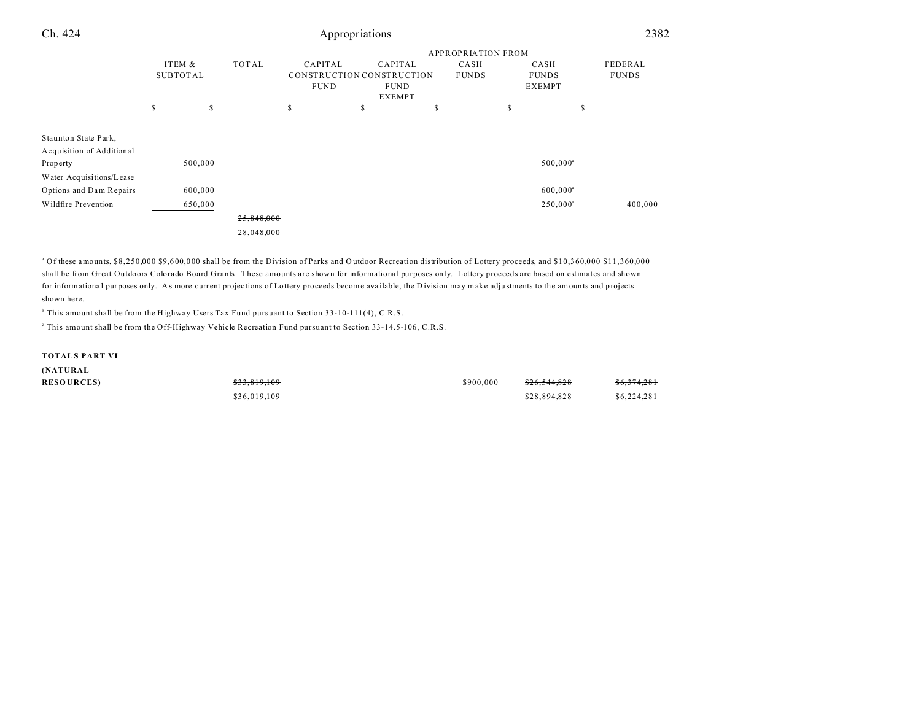| | ITEM & SUBTOTAL | TOTAL | APPROPRIATION FROM | | | | |
|---|---|---|---|---|---|---|---|
| | | | CAPITAL CONSTRUCTION FUND | CAPITAL CONSTRUCTION FUND EXEMPT | CASH FUNDS | CASH FUNDS EXEMPT | FEDERAL FUNDS |
| | $ | $ | $ | $ | $ | $ | $ |
| Staunton State Park, Acquisition of Additional Property | 500,000 | | | | | 500,000[a] | |
| Water Acquisitions/Lease Options and Dam Repairs | 600,000 | | | | | 600,000[a] | |
| Wildfire Prevention | 650,000 | | | | | 250,000[a] | 400,000 |
| | | ~~25,848,000~~ 28,048,000 | | | | | |

[a] Of these amounts, ~~$8,250,000~~ $9,600,000 shall be from the Division of Parks and Outdoor Recreation distribution of Lottery proceeds, and ~~$10,360,000~~ $11,360,000 shall be from Great Outdoors Colorado Board Grants. These amounts are shown for informational purposes only. Lottery proceeds are based on estimates and shown for informational purposes only. As more current projections of Lottery proceeds become available, the Division may make adjustments to the amounts and projects shown here.

[b] This amount shall be from the Highway Users Tax Fund pursuant to Section 33-10-111(4), C.R.S.

[c] This amount shall be from the Off-Highway Vehicle Recreation Fund pursuant to Section 33-14.5-106, C.R.S.

| | ITEM & SUBTOTAL | TOTAL | CAPITAL CONSTRUCTION FUND | CAPITAL CONSTRUCTION FUND EXEMPT | CASH FUNDS | CASH FUNDS EXEMPT | FEDERAL FUNDS |
|---|---|---|---|---|---|---|---|
| **TOTALS PART VI (NATURAL RESOURCES)** | | ~~$33,819,109~~ $36,019,109 | | | $900,000 | ~~$26,544,828~~ $28,894,828 | ~~$6,374,281~~ $6,224,281 |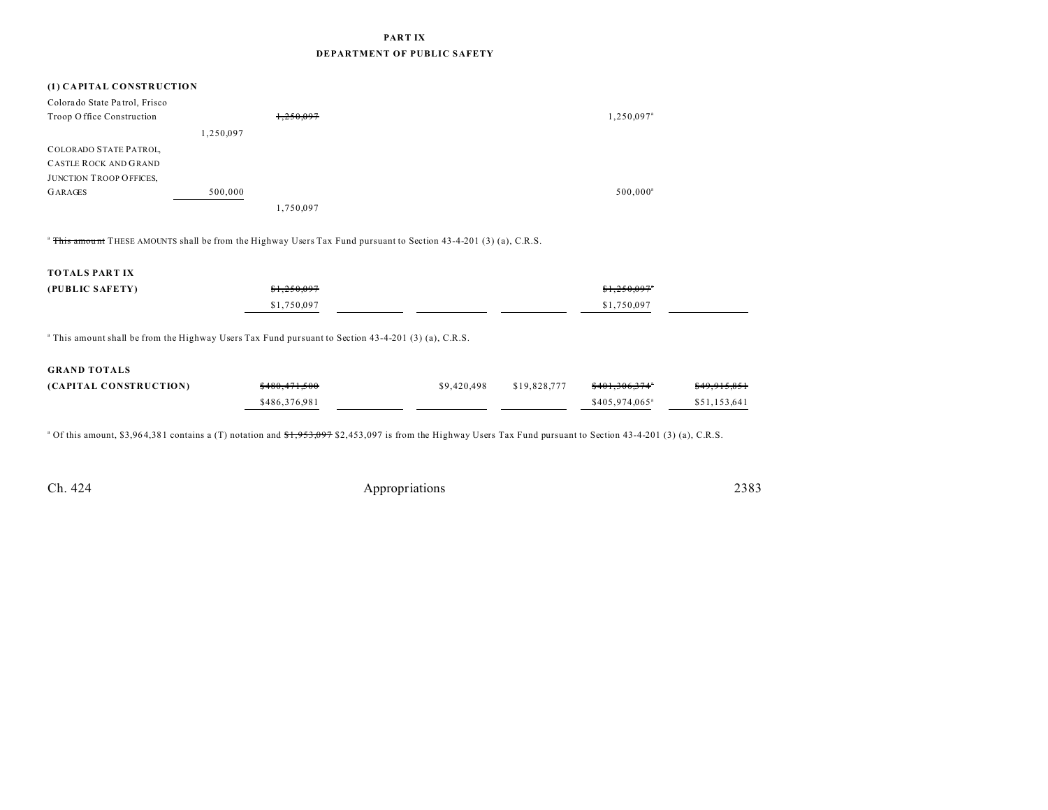## PART IX
## DEPARTMENT OF PUBLIC SAFETY

### (1) CAPITAL CONSTRUCTION

| | | | | | | | |
|---|---|---|---|---|---|---|---|
| Colorado State Patrol, Frisco Troop Office Construction | | ~~1,250,097~~ | | | | 1,250,097[a] | |
| | 1,250,097 | | | | | | |
| COLORADO STATE PATROL, CASTLE ROCK AND GRAND JUNCTION TROOP OFFICES, GARAGES | 500,000 | | | | | 500,000[a] | |
| | | 1,750,097 | | | | | |

[a] ~~This amount~~ THESE AMOUNTS shall be from the Highway Users Tax Fund pursuant to Section 43-4-201 (3) (a), C.R.S.

| | | | | | | |
|---|---|---|---|---|---|---|
| **TOTALS PART IX (PUBLIC SAFETY)** | ~~$1,250,097~~ | | | | ~~$1,250,097~~[a] | |
| | $1,750,097 | | | | $1,750,097 | |

[a] This amount shall be from the Highway Users Tax Fund pursuant to Section 43-4-201 (3) (a), C.R.S.

| | | | | | | |
|---|---|---|---|---|---|---|
| **GRAND TOTALS (CAPITAL CONSTRUCTION)** | ~~$480,471,500~~ | | $9,420,498 | $19,828,777 | ~~$401,306,374~~[a] | ~~$49,915,851~~ |
| | $486,376,981 | | | | $405,974,065[a] | $51,153,641 |

[a] Of this amount, $3,964,381 contains a (T) notation and ~~$1,953,097~~ $2,453,097 is from the Highway Users Tax Fund pursuant to Section 43-4-201 (3) (a), C.R.S.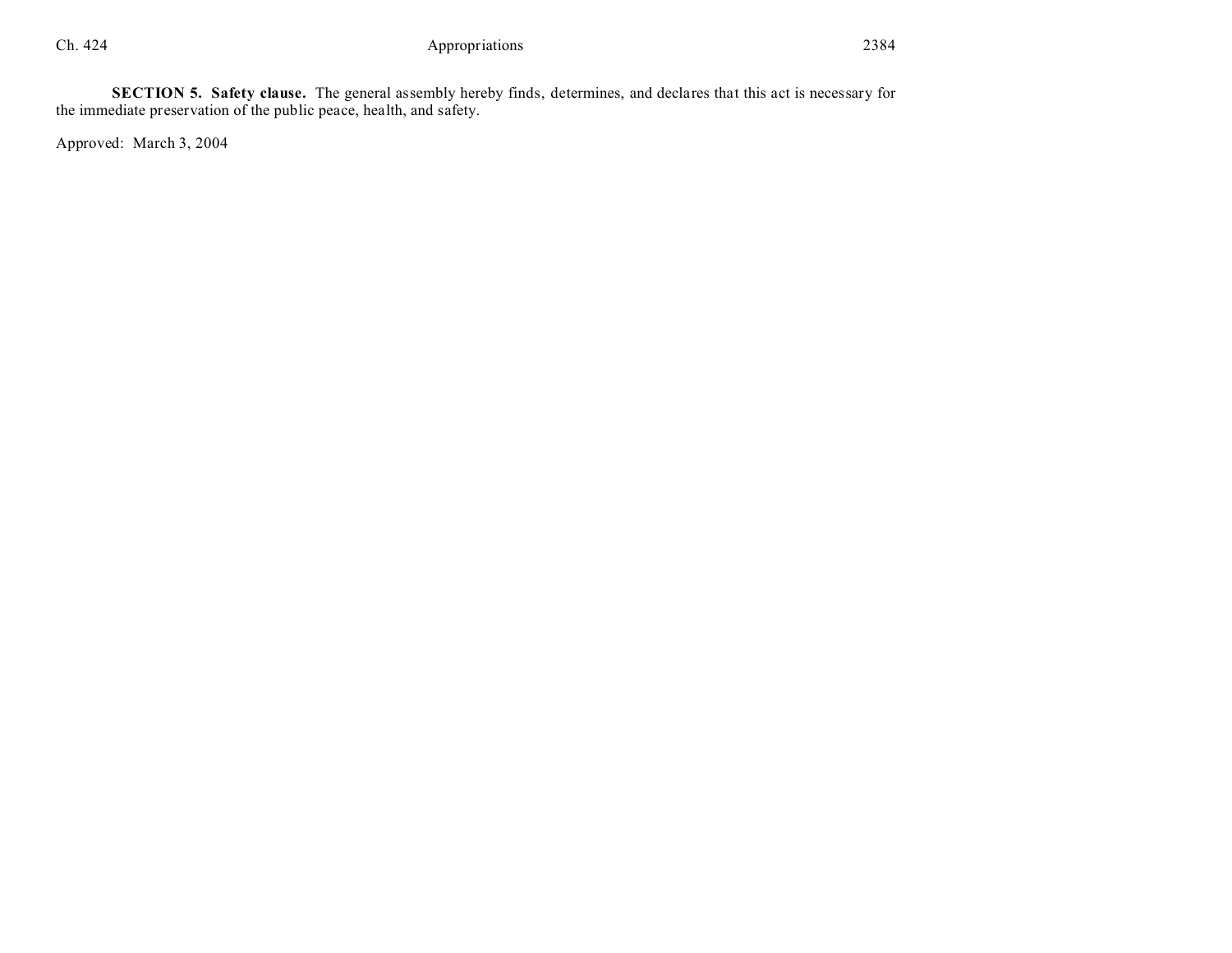**SECTION 5. Safety clause.** The general assembly hereby finds, determines, and declares that this act is necessary for the immediate preservation of the public peace, health, and safety.

Approved: March 3, 2004